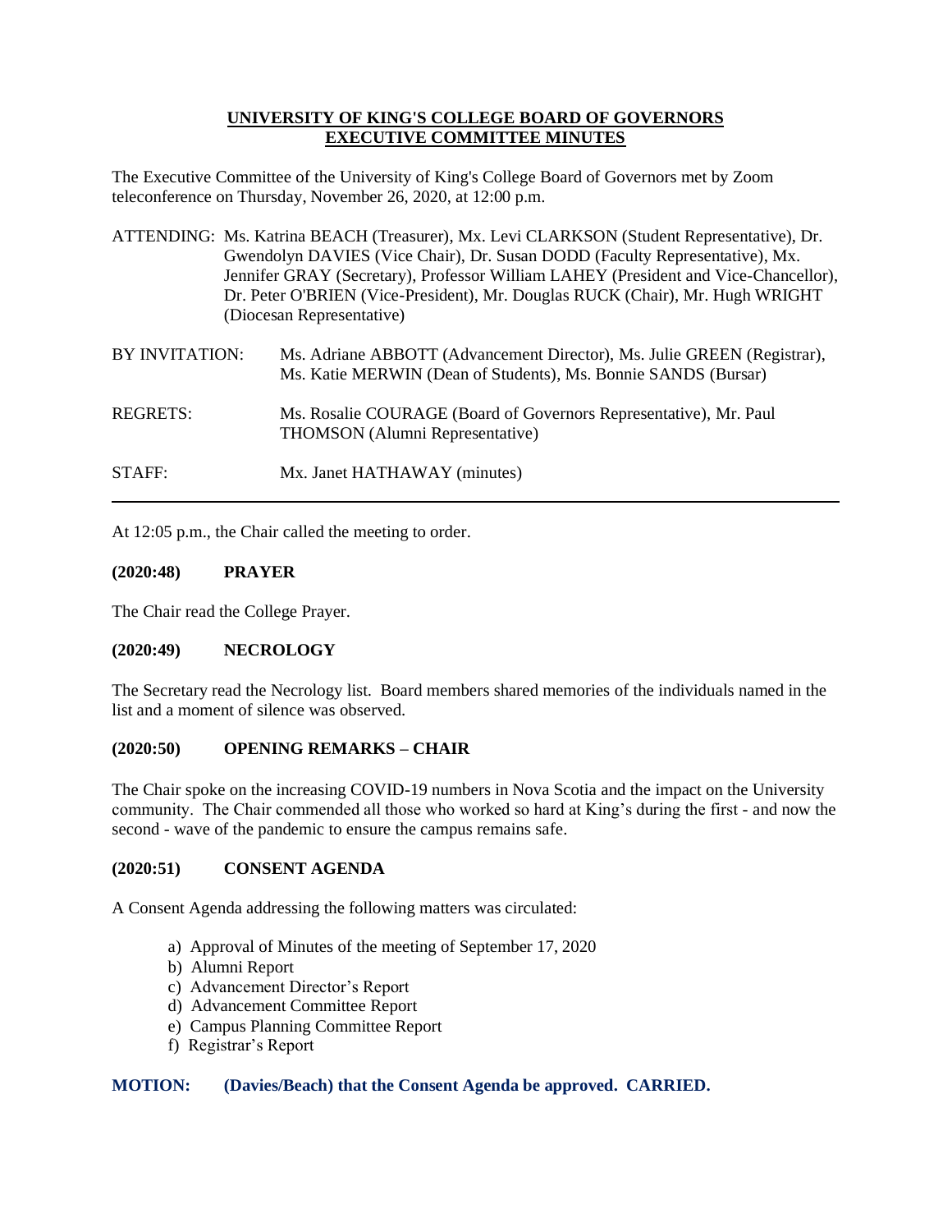# UNIVERSITY OF KING'S COLLEGE BOARD OF GOVERNORS
# EXECUTIVE COMMITTEE MINUTES

The Executive Committee of the University of King's College Board of Governors met by Zoom teleconference on Thursday, November 26, 2020, at 12:00 p.m.

ATTENDING: Ms. Katrina BEACH (Treasurer), Mx. Levi CLARKSON (Student Representative), Dr. Gwendolyn DAVIES (Vice Chair), Dr. Susan DODD (Faculty Representative), Mx. Jennifer GRAY (Secretary), Professor William LAHEY (President and Vice-Chancellor), Dr. Peter O'BRIEN (Vice-President), Mr. Douglas RUCK (Chair), Mr. Hugh WRIGHT (Diocesan Representative)

BY INVITATION: Ms. Adriane ABBOTT (Advancement Director), Ms. Julie GREEN (Registrar), Ms. Katie MERWIN (Dean of Students), Ms. Bonnie SANDS (Bursar)

REGRETS: Ms. Rosalie COURAGE (Board of Governors Representative), Mr. Paul THOMSON (Alumni Representative)

STAFF: Mx. Janet HATHAWAY (minutes)

---

At 12:05 p.m., the Chair called the meeting to order.

**(2020:48) PRAYER**

The Chair read the College Prayer.

**(2020:49) NECROLOGY**

The Secretary read the Necrology list. Board members shared memories of the individuals named in the list and a moment of silence was observed.

**(2020:50) OPENING REMARKS – CHAIR**

The Chair spoke on the increasing COVID-19 numbers in Nova Scotia and the impact on the University community. The Chair commended all those who worked so hard at King's during the first - and now the second - wave of the pandemic to ensure the campus remains safe.

**(2020:51) CONSENT AGENDA**

A Consent Agenda addressing the following matters was circulated:

a) Approval of Minutes of the meeting of September 17, 2020
b) Alumni Report
c) Advancement Director's Report
d) Advancement Committee Report
e) Campus Planning Committee Report
f) Registrar's Report

**MOTION: (Davies/Beach) that the Consent Agenda be approved. CARRIED.**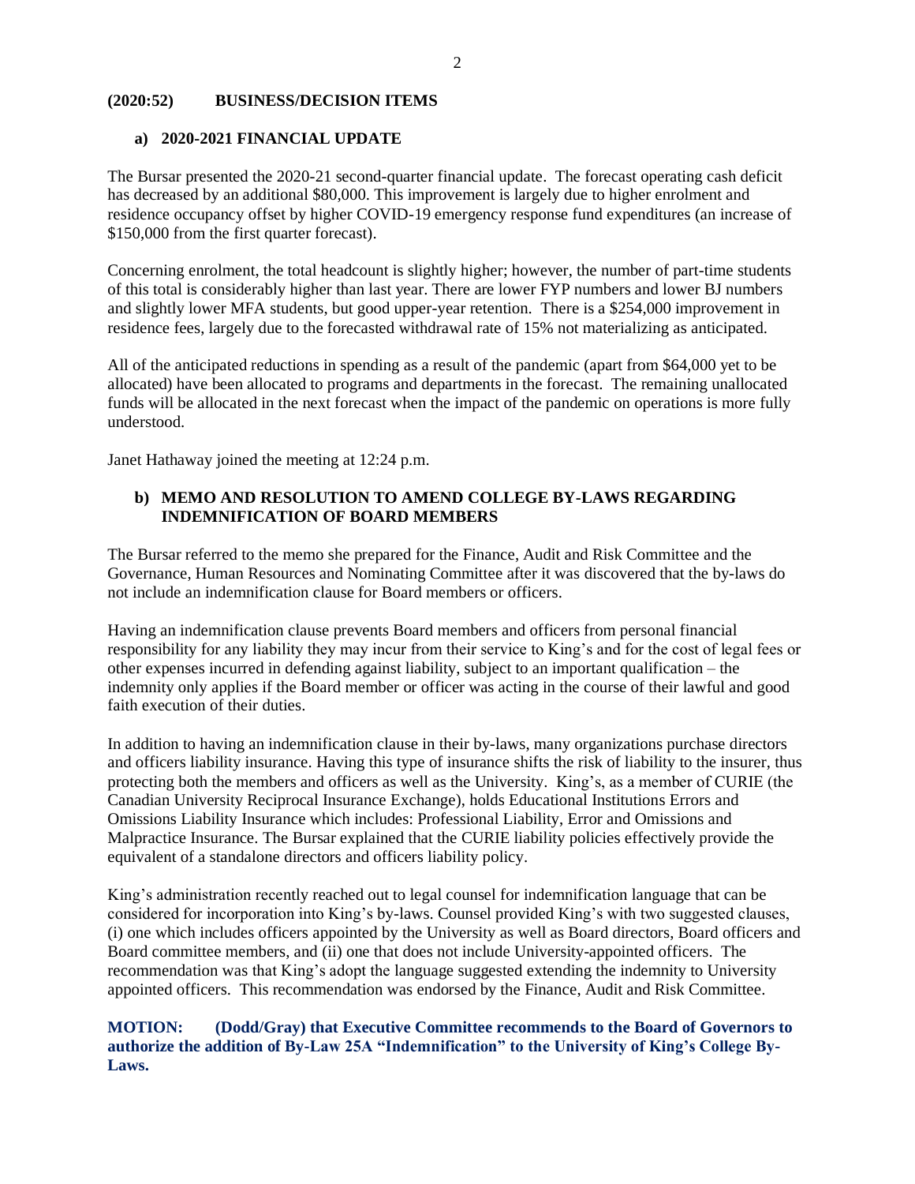## (2020:52) BUSINESS/DECISION ITEMS

### a) 2020-2021 FINANCIAL UPDATE

The Bursar presented the 2020-21 second-quarter financial update. The forecast operating cash deficit has decreased by an additional $80,000. This improvement is largely due to higher enrolment and residence occupancy offset by higher COVID-19 emergency response fund expenditures (an increase of $150,000 from the first quarter forecast).

Concerning enrolment, the total headcount is slightly higher; however, the number of part-time students of this total is considerably higher than last year. There are lower FYP numbers and lower BJ numbers and slightly lower MFA students, but good upper-year retention. There is a $254,000 improvement in residence fees, largely due to the forecasted withdrawal rate of 15% not materializing as anticipated.

All of the anticipated reductions in spending as a result of the pandemic (apart from $64,000 yet to be allocated) have been allocated to programs and departments in the forecast. The remaining unallocated funds will be allocated in the next forecast when the impact of the pandemic on operations is more fully understood.

Janet Hathaway joined the meeting at 12:24 p.m.

### b) MEMO AND RESOLUTION TO AMEND COLLEGE BY-LAWS REGARDING INDEMNIFICATION OF BOARD MEMBERS

The Bursar referred to the memo she prepared for the Finance, Audit and Risk Committee and the Governance, Human Resources and Nominating Committee after it was discovered that the by-laws do not include an indemnification clause for Board members or officers.

Having an indemnification clause prevents Board members and officers from personal financial responsibility for any liability they may incur from their service to King's and for the cost of legal fees or other expenses incurred in defending against liability, subject to an important qualification – the indemnity only applies if the Board member or officer was acting in the course of their lawful and good faith execution of their duties.

In addition to having an indemnification clause in their by-laws, many organizations purchase directors and officers liability insurance. Having this type of insurance shifts the risk of liability to the insurer, thus protecting both the members and officers as well as the University. King's, as a member of CURIE (the Canadian University Reciprocal Insurance Exchange), holds Educational Institutions Errors and Omissions Liability Insurance which includes: Professional Liability, Error and Omissions and Malpractice Insurance. The Bursar explained that the CURIE liability policies effectively provide the equivalent of a standalone directors and officers liability policy.

King's administration recently reached out to legal counsel for indemnification language that can be considered for incorporation into King's by-laws. Counsel provided King's with two suggested clauses, (i) one which includes officers appointed by the University as well as Board directors, Board officers and Board committee members, and (ii) one that does not include University-appointed officers. The recommendation was that King's adopt the language suggested extending the indemnity to University appointed officers. This recommendation was endorsed by the Finance, Audit and Risk Committee.

**MOTION: (Dodd/Gray) that Executive Committee recommends to the Board of Governors to authorize the addition of By-Law 25A "Indemnification" to the University of King's College By-Laws.**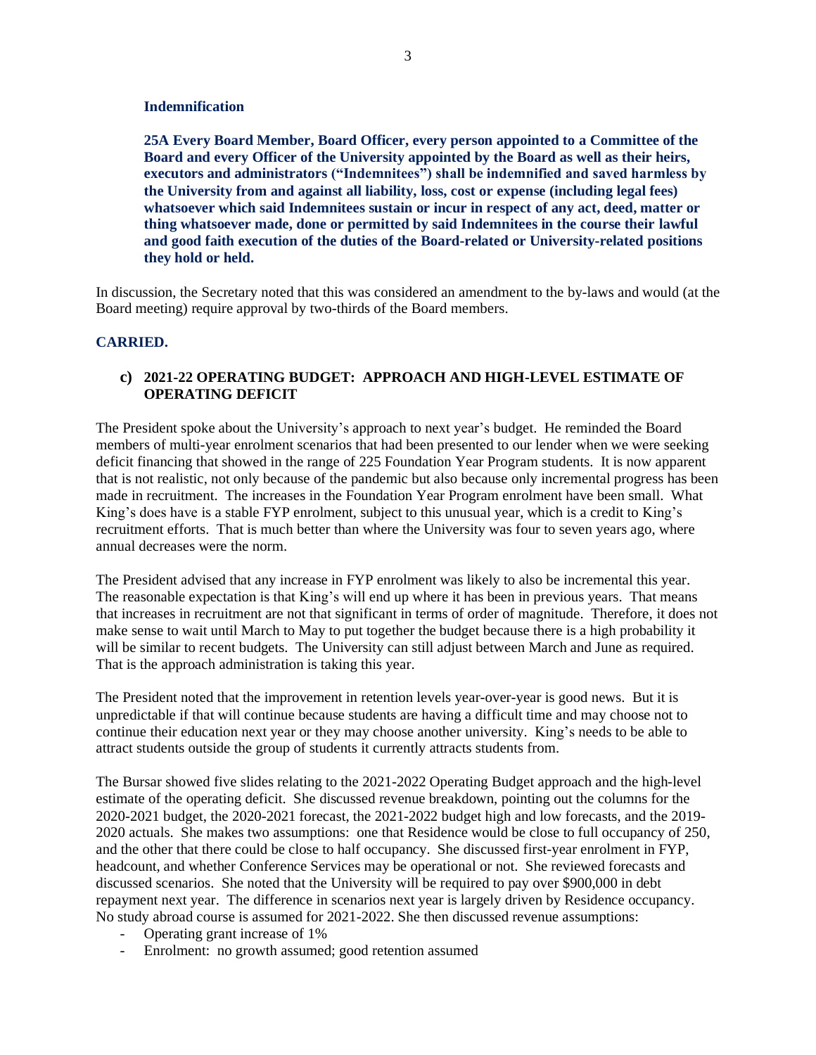**Indemnification**

**25A Every Board Member, Board Officer, every person appointed to a Committee of the Board and every Officer of the University appointed by the Board as well as their heirs, executors and administrators ("Indemnitees") shall be indemnified and saved harmless by the University from and against all liability, loss, cost or expense (including legal fees) whatsoever which said Indemnitees sustain or incur in respect of any act, deed, matter or thing whatsoever made, done or permitted by said Indemnitees in the course their lawful and good faith execution of the duties of the Board-related or University-related positions they hold or held.**

In discussion, the Secretary noted that this was considered an amendment to the by-laws and would (at the Board meeting) require approval by two-thirds of the Board members.

**CARRIED.**

### c) 2021-22 OPERATING BUDGET: APPROACH AND HIGH-LEVEL ESTIMATE OF OPERATING DEFICIT

The President spoke about the University's approach to next year's budget. He reminded the Board members of multi-year enrolment scenarios that had been presented to our lender when we were seeking deficit financing that showed in the range of 225 Foundation Year Program students. It is now apparent that is not realistic, not only because of the pandemic but also because only incremental progress has been made in recruitment. The increases in the Foundation Year Program enrolment have been small. What King's does have is a stable FYP enrolment, subject to this unusual year, which is a credit to King's recruitment efforts. That is much better than where the University was four to seven years ago, where annual decreases were the norm.

The President advised that any increase in FYP enrolment was likely to also be incremental this year. The reasonable expectation is that King's will end up where it has been in previous years. That means that increases in recruitment are not that significant in terms of order of magnitude. Therefore, it does not make sense to wait until March to May to put together the budget because there is a high probability it will be similar to recent budgets. The University can still adjust between March and June as required. That is the approach administration is taking this year.

The President noted that the improvement in retention levels year-over-year is good news. But it is unpredictable if that will continue because students are having a difficult time and may choose not to continue their education next year or they may choose another university. King's needs to be able to attract students outside the group of students it currently attracts students from.

The Bursar showed five slides relating to the 2021-2022 Operating Budget approach and the high-level estimate of the operating deficit. She discussed revenue breakdown, pointing out the columns for the 2020-2021 budget, the 2020-2021 forecast, the 2021-2022 budget high and low forecasts, and the 2019-2020 actuals. She makes two assumptions: one that Residence would be close to full occupancy of 250, and the other that there could be close to half occupancy. She discussed first-year enrolment in FYP, headcount, and whether Conference Services may be operational or not. She reviewed forecasts and discussed scenarios. She noted that the University will be required to pay over $900,000 in debt repayment next year. The difference in scenarios next year is largely driven by Residence occupancy. No study abroad course is assumed for 2021-2022. She then discussed revenue assumptions:

- Operating grant increase of 1%
- Enrolment: no growth assumed; good retention assumed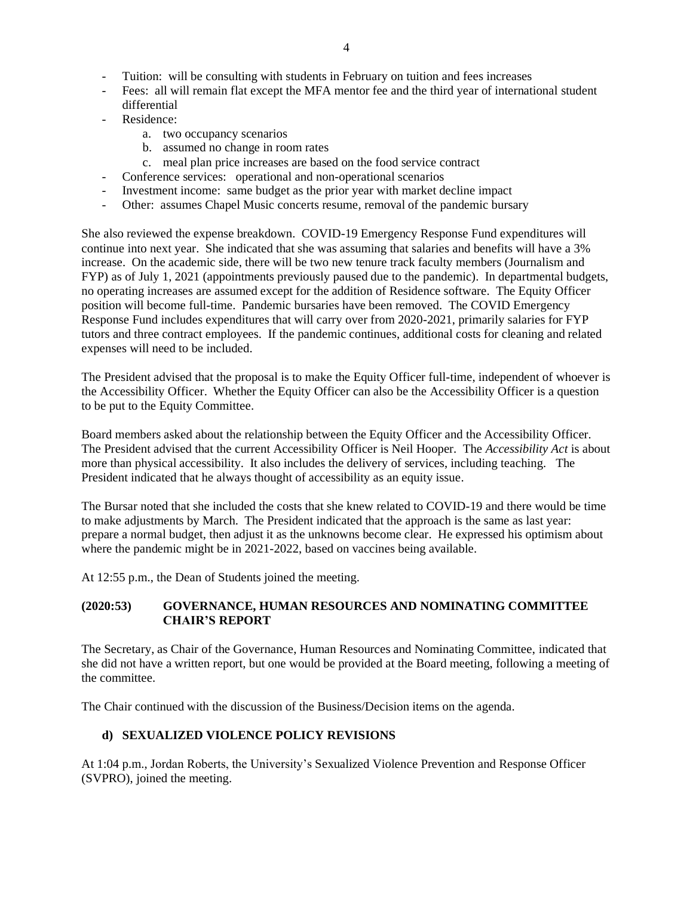- Tuition: will be consulting with students in February on tuition and fees increases
- Fees: all will remain flat except the MFA mentor fee and the third year of international student differential
- Residence:
    a. two occupancy scenarios
    b. assumed no change in room rates
    c. meal plan price increases are based on the food service contract
- Conference services: operational and non-operational scenarios
- Investment income: same budget as the prior year with market decline impact
- Other: assumes Chapel Music concerts resume, removal of the pandemic bursary

She also reviewed the expense breakdown. COVID-19 Emergency Response Fund expenditures will continue into next year. She indicated that she was assuming that salaries and benefits will have a 3% increase. On the academic side, there will be two new tenure track faculty members (Journalism and FYP) as of July 1, 2021 (appointments previously paused due to the pandemic). In departmental budgets, no operating increases are assumed except for the addition of Residence software. The Equity Officer position will become full-time. Pandemic bursaries have been removed. The COVID Emergency Response Fund includes expenditures that will carry over from 2020-2021, primarily salaries for FYP tutors and three contract employees. If the pandemic continues, additional costs for cleaning and related expenses will need to be included.

The President advised that the proposal is to make the Equity Officer full-time, independent of whoever is the Accessibility Officer. Whether the Equity Officer can also be the Accessibility Officer is a question to be put to the Equity Committee.

Board members asked about the relationship between the Equity Officer and the Accessibility Officer. The President advised that the current Accessibility Officer is Neil Hooper. The *Accessibility Act* is about more than physical accessibility. It also includes the delivery of services, including teaching. The President indicated that he always thought of accessibility as an equity issue.

The Bursar noted that she included the costs that she knew related to COVID-19 and there would be time to make adjustments by March. The President indicated that the approach is the same as last year: prepare a normal budget, then adjust it as the unknowns become clear. He expressed his optimism about where the pandemic might be in 2021-2022, based on vaccines being available.

At 12:55 p.m., the Dean of Students joined the meeting.

## (2020:53) GOVERNANCE, HUMAN RESOURCES AND NOMINATING COMMITTEE CHAIR'S REPORT

The Secretary, as Chair of the Governance, Human Resources and Nominating Committee, indicated that she did not have a written report, but one would be provided at the Board meeting, following a meeting of the committee.

The Chair continued with the discussion of the Business/Decision items on the agenda.

### d) SEXUALIZED VIOLENCE POLICY REVISIONS

At 1:04 p.m., Jordan Roberts, the University's Sexualized Violence Prevention and Response Officer (SVPRO), joined the meeting.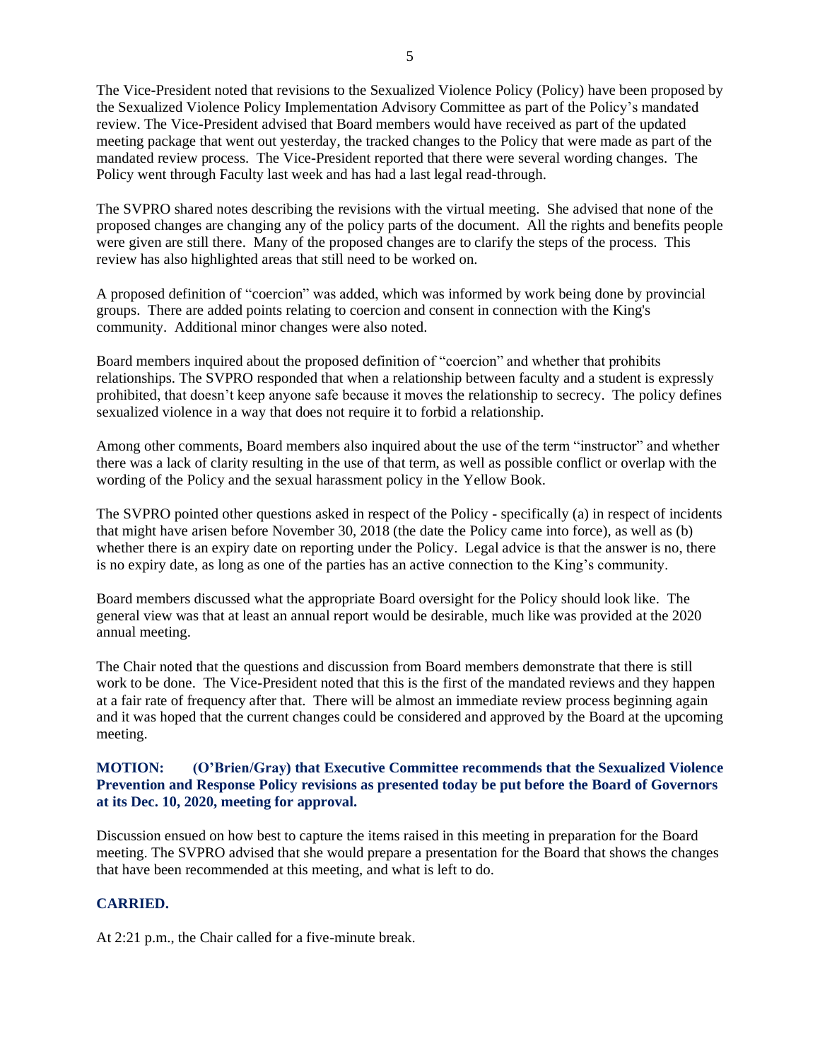The Vice-President noted that revisions to the Sexualized Violence Policy (Policy) have been proposed by the Sexualized Violence Policy Implementation Advisory Committee as part of the Policy's mandated review. The Vice-President advised that Board members would have received as part of the updated meeting package that went out yesterday, the tracked changes to the Policy that were made as part of the mandated review process. The Vice-President reported that there were several wording changes. The Policy went through Faculty last week and has had a last legal read-through.

The SVPRO shared notes describing the revisions with the virtual meeting. She advised that none of the proposed changes are changing any of the policy parts of the document. All the rights and benefits people were given are still there. Many of the proposed changes are to clarify the steps of the process. This review has also highlighted areas that still need to be worked on.

A proposed definition of "coercion" was added, which was informed by work being done by provincial groups. There are added points relating to coercion and consent in connection with the King's community. Additional minor changes were also noted.

Board members inquired about the proposed definition of "coercion" and whether that prohibits relationships. The SVPRO responded that when a relationship between faculty and a student is expressly prohibited, that doesn't keep anyone safe because it moves the relationship to secrecy. The policy defines sexualized violence in a way that does not require it to forbid a relationship.

Among other comments, Board members also inquired about the use of the term "instructor" and whether there was a lack of clarity resulting in the use of that term, as well as possible conflict or overlap with the wording of the Policy and the sexual harassment policy in the Yellow Book.

The SVPRO pointed other questions asked in respect of the Policy - specifically (a) in respect of incidents that might have arisen before November 30, 2018 (the date the Policy came into force), as well as (b) whether there is an expiry date on reporting under the Policy. Legal advice is that the answer is no, there is no expiry date, as long as one of the parties has an active connection to the King's community.

Board members discussed what the appropriate Board oversight for the Policy should look like. The general view was that at least an annual report would be desirable, much like was provided at the 2020 annual meeting.

The Chair noted that the questions and discussion from Board members demonstrate that there is still work to be done. The Vice-President noted that this is the first of the mandated reviews and they happen at a fair rate of frequency after that. There will be almost an immediate review process beginning again and it was hoped that the current changes could be considered and approved by the Board at the upcoming meeting.

**MOTION: (O'Brien/Gray) that Executive Committee recommends that the Sexualized Violence Prevention and Response Policy revisions as presented today be put before the Board of Governors at its Dec. 10, 2020, meeting for approval.**

Discussion ensued on how best to capture the items raised in this meeting in preparation for the Board meeting. The SVPRO advised that she would prepare a presentation for the Board that shows the changes that have been recommended at this meeting, and what is left to do.

**CARRIED.**

At 2:21 p.m., the Chair called for a five-minute break.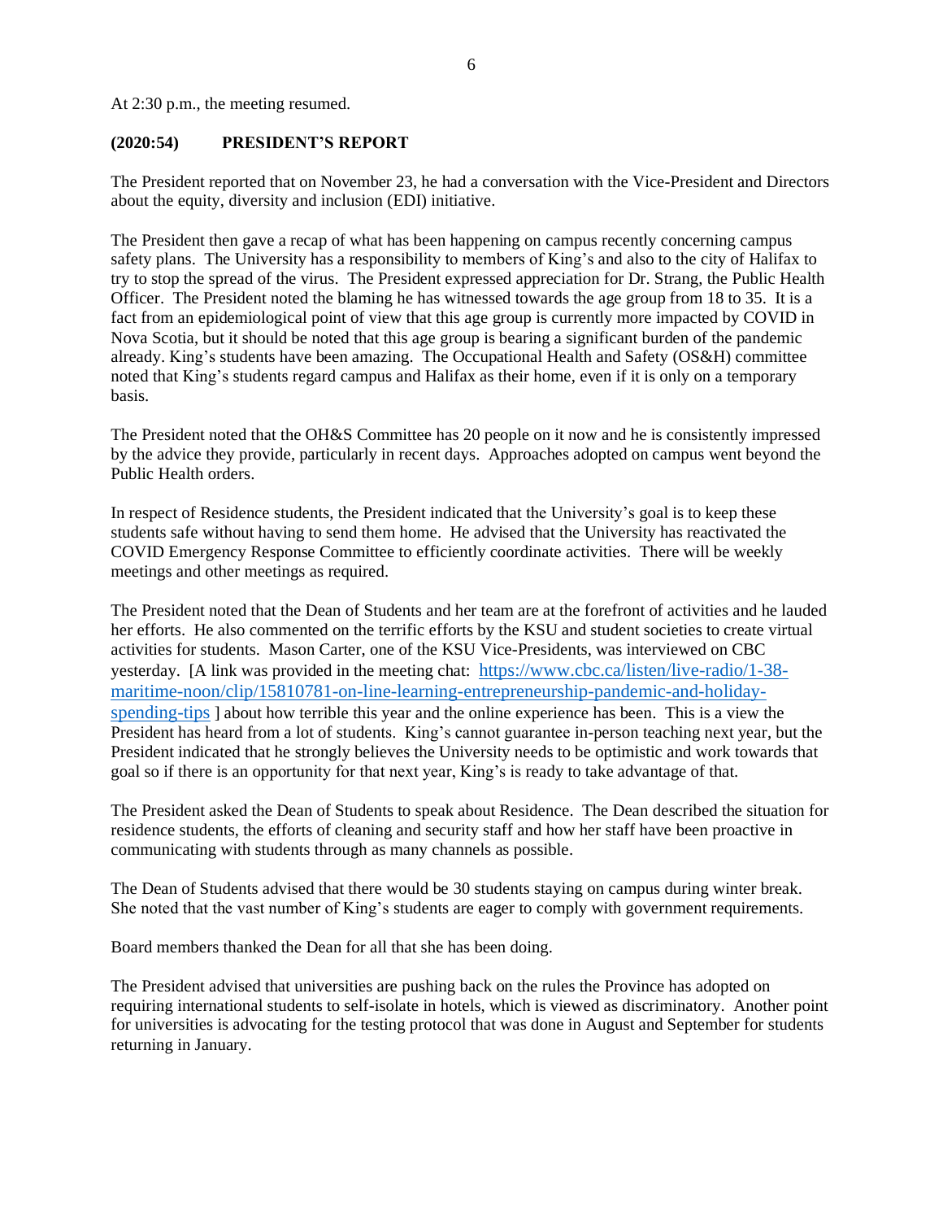At 2:30 p.m., the meeting resumed.

### (2020:54) PRESIDENT'S REPORT

The President reported that on November 23, he had a conversation with the Vice-President and Directors about the equity, diversity and inclusion (EDI) initiative.

The President then gave a recap of what has been happening on campus recently concerning campus safety plans. The University has a responsibility to members of King's and also to the city of Halifax to try to stop the spread of the virus. The President expressed appreciation for Dr. Strang, the Public Health Officer. The President noted the blaming he has witnessed towards the age group from 18 to 35. It is a fact from an epidemiological point of view that this age group is currently more impacted by COVID in Nova Scotia, but it should be noted that this age group is bearing a significant burden of the pandemic already. King's students have been amazing. The Occupational Health and Safety (OS&H) committee noted that King's students regard campus and Halifax as their home, even if it is only on a temporary basis.

The President noted that the OH&S Committee has 20 people on it now and he is consistently impressed by the advice they provide, particularly in recent days. Approaches adopted on campus went beyond the Public Health orders.

In respect of Residence students, the President indicated that the University's goal is to keep these students safe without having to send them home. He advised that the University has reactivated the COVID Emergency Response Committee to efficiently coordinate activities. There will be weekly meetings and other meetings as required.

The President noted that the Dean of Students and her team are at the forefront of activities and he lauded her efforts. He also commented on the terrific efforts by the KSU and student societies to create virtual activities for students. Mason Carter, one of the KSU Vice-Presidents, was interviewed on CBC yesterday. [A link was provided in the meeting chat: https://www.cbc.ca/listen/live-radio/1-38-maritime-noon/clip/15810781-on-line-learning-entrepreneurship-pandemic-and-holiday-spending-tips ] about how terrible this year and the online experience has been. This is a view the President has heard from a lot of students. King's cannot guarantee in-person teaching next year, but the President indicated that he strongly believes the University needs to be optimistic and work towards that goal so if there is an opportunity for that next year, King's is ready to take advantage of that.

The President asked the Dean of Students to speak about Residence. The Dean described the situation for residence students, the efforts of cleaning and security staff and how her staff have been proactive in communicating with students through as many channels as possible.

The Dean of Students advised that there would be 30 students staying on campus during winter break. She noted that the vast number of King's students are eager to comply with government requirements.

Board members thanked the Dean for all that she has been doing.

The President advised that universities are pushing back on the rules the Province has adopted on requiring international students to self-isolate in hotels, which is viewed as discriminatory. Another point for universities is advocating for the testing protocol that was done in August and September for students returning in January.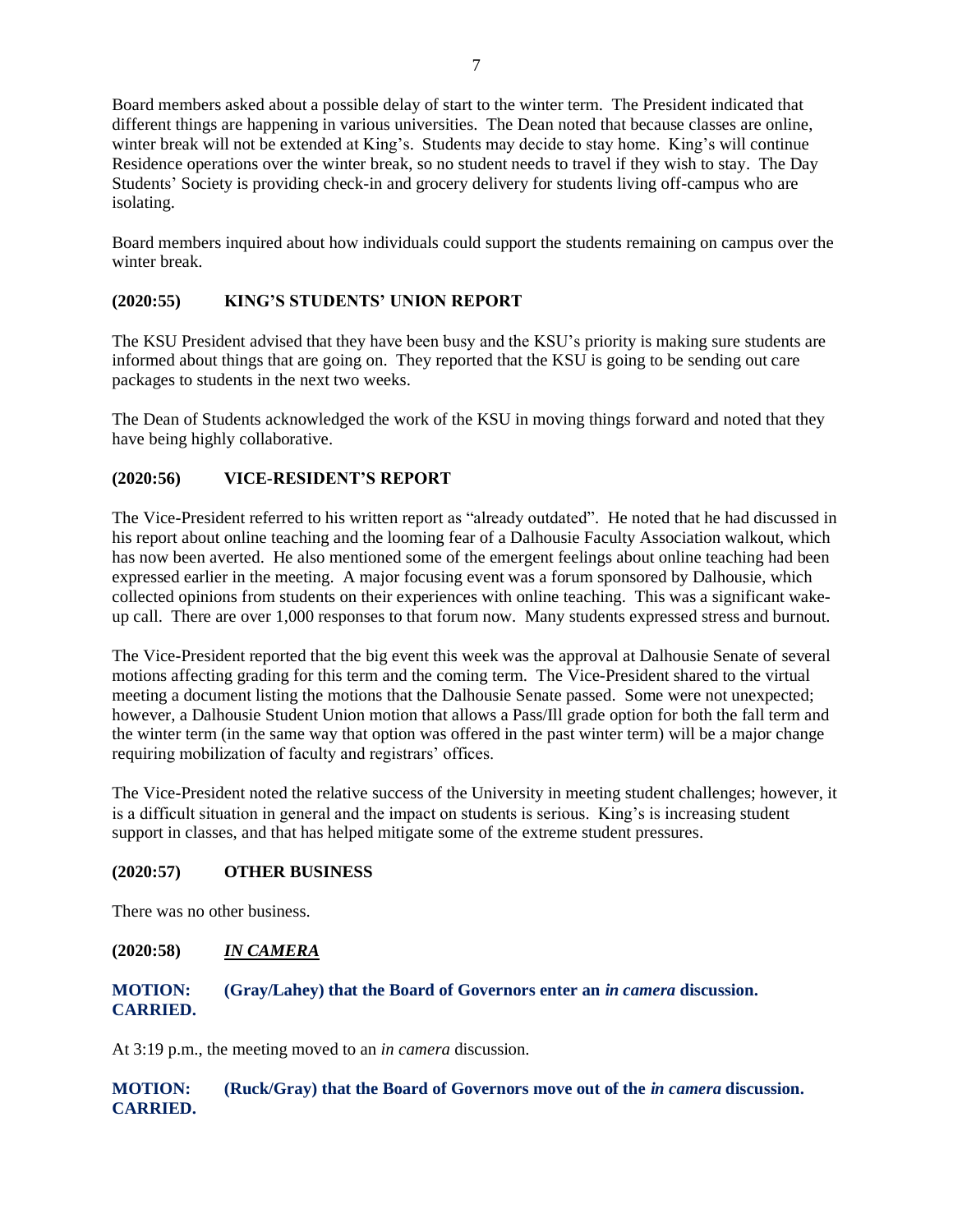Board members asked about a possible delay of start to the winter term. The President indicated that different things are happening in various universities. The Dean noted that because classes are online, winter break will not be extended at King's. Students may decide to stay home. King's will continue Residence operations over the winter break, so no student needs to travel if they wish to stay. The Day Students' Society is providing check-in and grocery delivery for students living off-campus who are isolating.

Board members inquired about how individuals could support the students remaining on campus over the winter break.

### (2020:55) KING'S STUDENTS' UNION REPORT

The KSU President advised that they have been busy and the KSU's priority is making sure students are informed about things that are going on. They reported that the KSU is going to be sending out care packages to students in the next two weeks.

The Dean of Students acknowledged the work of the KSU in moving things forward and noted that they have being highly collaborative.

### (2020:56) VICE-RESIDENT'S REPORT

The Vice-President referred to his written report as "already outdated". He noted that he had discussed in his report about online teaching and the looming fear of a Dalhousie Faculty Association walkout, which has now been averted. He also mentioned some of the emergent feelings about online teaching had been expressed earlier in the meeting. A major focusing event was a forum sponsored by Dalhousie, which collected opinions from students on their experiences with online teaching. This was a significant wake-up call. There are over 1,000 responses to that forum now. Many students expressed stress and burnout.

The Vice-President reported that the big event this week was the approval at Dalhousie Senate of several motions affecting grading for this term and the coming term. The Vice-President shared to the virtual meeting a document listing the motions that the Dalhousie Senate passed. Some were not unexpected; however, a Dalhousie Student Union motion that allows a Pass/Ill grade option for both the fall term and the winter term (in the same way that option was offered in the past winter term) will be a major change requiring mobilization of faculty and registrars' offices.

The Vice-President noted the relative success of the University in meeting student challenges; however, it is a difficult situation in general and the impact on students is serious. King's is increasing student support in classes, and that has helped mitigate some of the extreme student pressures.

### (2020:57) OTHER BUSINESS

There was no other business.

### (2020:58) *IN CAMERA*

**MOTION: (Gray/Lahey) that the Board of Governors enter an *in camera* discussion.**
**CARRIED.**

At 3:19 p.m., the meeting moved to an *in camera* discussion.

**MOTION: (Ruck/Gray) that the Board of Governors move out of the *in camera* discussion.**
**CARRIED.**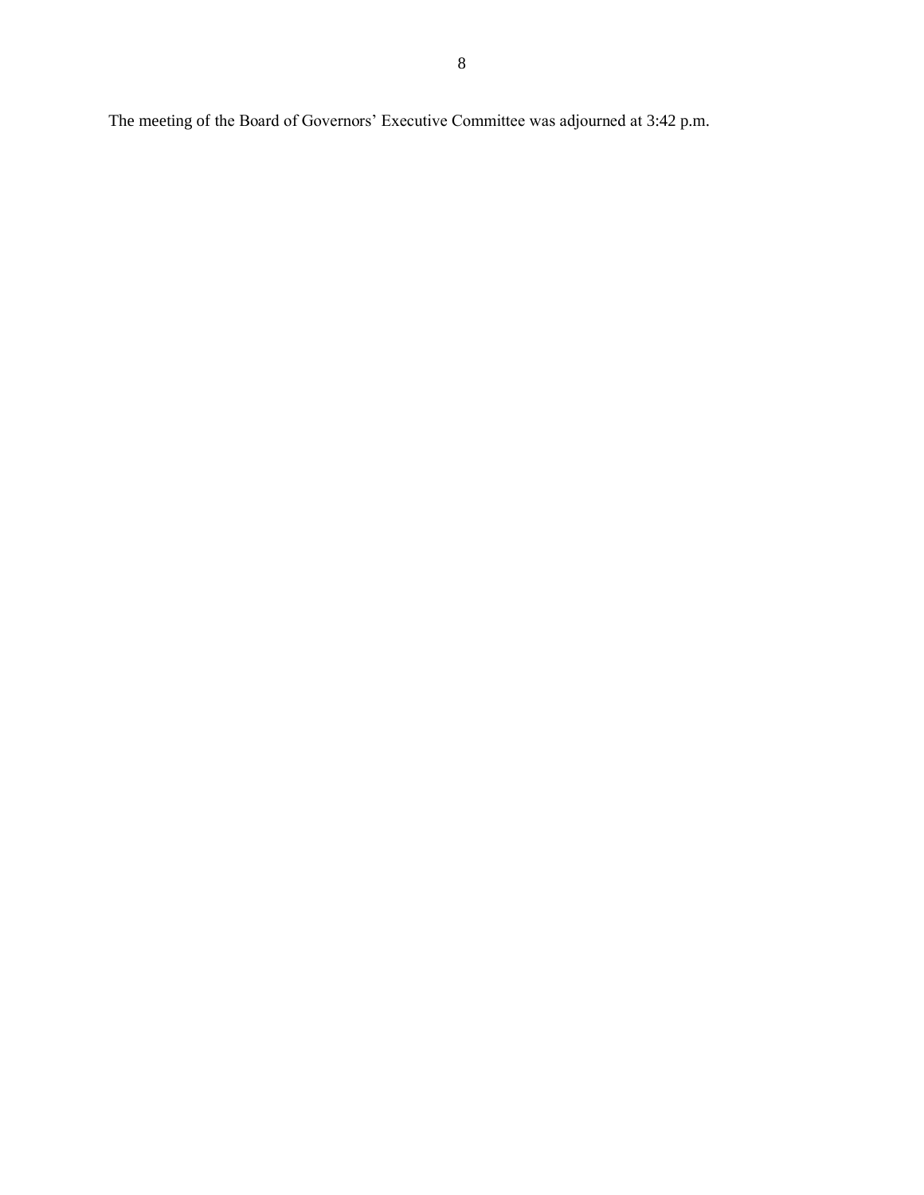The meeting of the Board of Governors' Executive Committee was adjourned at 3:42 p.m.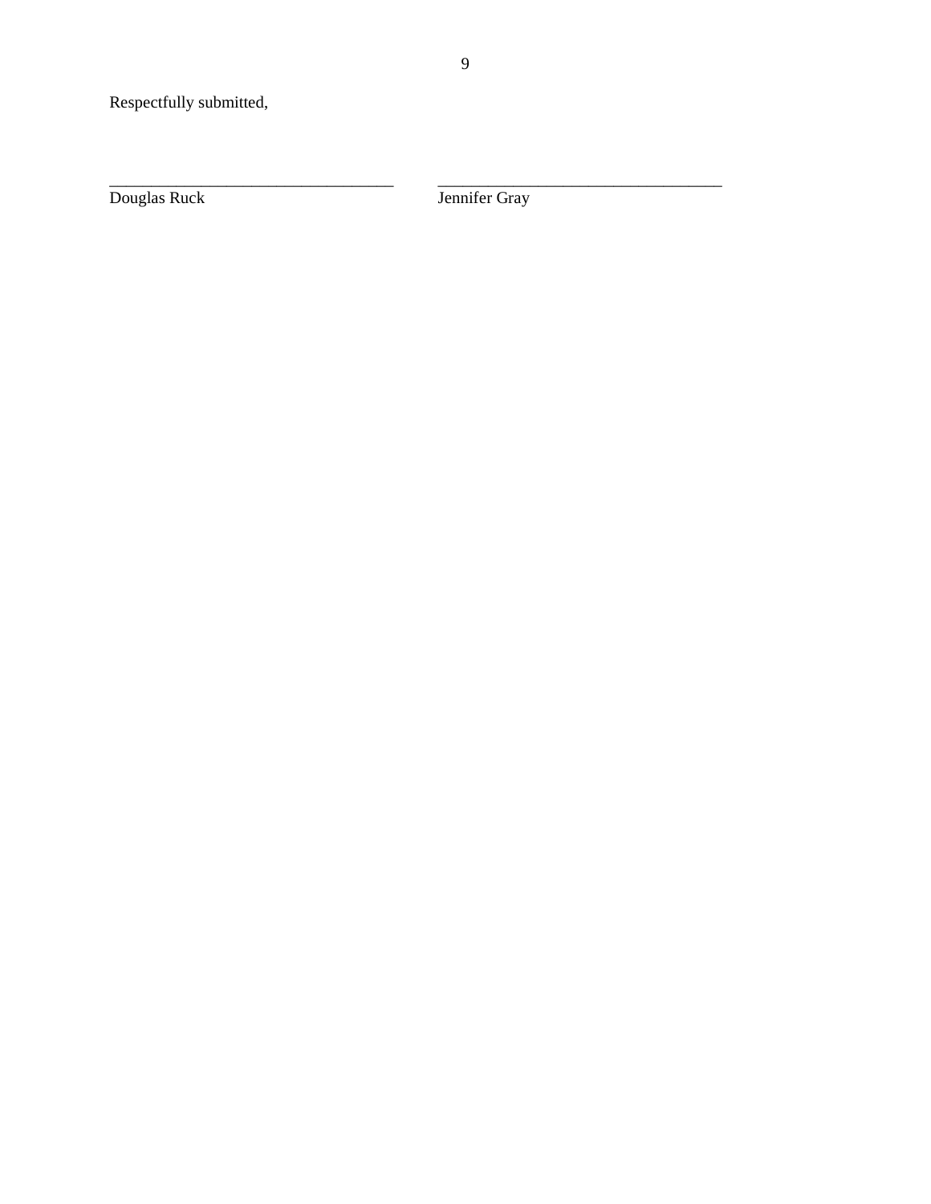Respectfully submitted,

| | |
|---|---|
| ___________________________________ | ___________________________________ |
| Douglas Ruck | Jennifer Gray |